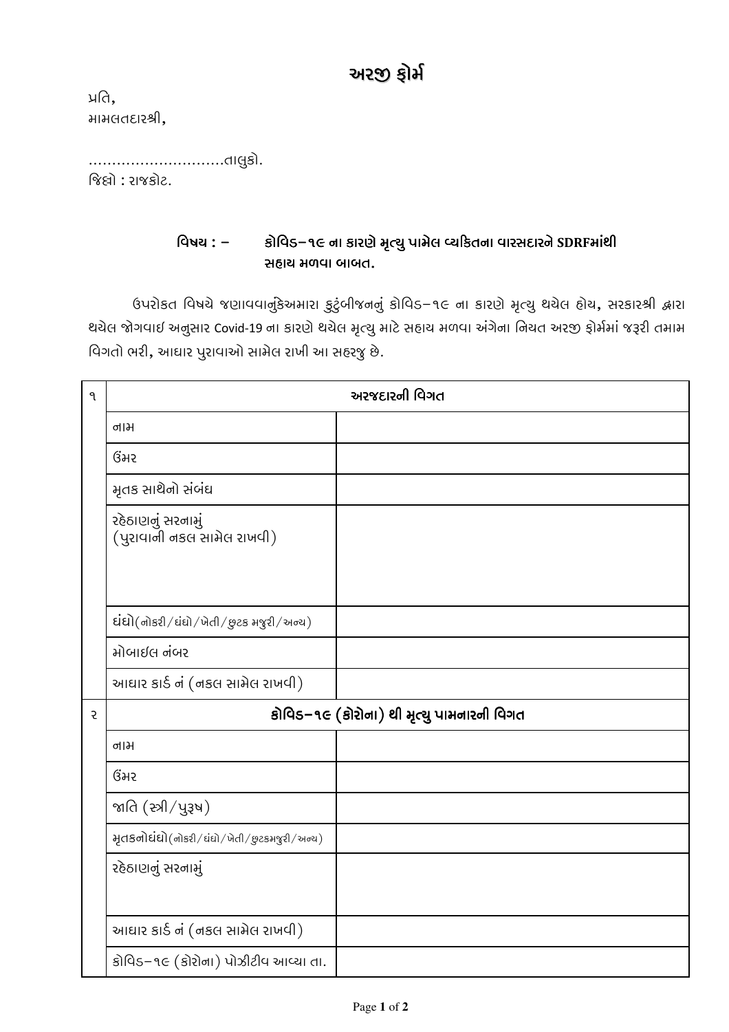# અરજી ફોર્મ

પ્રતિ,
મામલતદારશ્રી,

............................તાલુકો.
જિલ્લો : રાજકોટ.

**વિષય : – કોવિડ–૧૯ ના કારણે મૃત્યુ પામેલ વ્યકિતના વારસદારને SDRFમાંથી સહાય મળવા બાબત.**

ઉપરોકત વિષયે જણાવવાનુંકેઅમારા કુટુંબીજનનું કોવિડ–૧૯ ના કારણે મૃત્યુ થયેલ હોય, સરકારશ્રી દ્વારા થયેલ જોગવાઇ અનુસાર Covid-19 ના કારણે થયેલ મૃત્યુ માટે સહાય મળવા અંગેના નિયત અરજી ફોર્મમાં જરૂરી તમામ વિગતો ભરી, આધાર પુરાવાઓ સામેલ રાખી આ સહરજુ છે.

| ૧ | **અરજદારની વિગત** | |
|---|---|---|
| | નામ | |
| | ઉંમર | |
| | મૃતક સાથેનો સંબંધ | |
| | રહેઠાણનું સરનામું (પુરાવાની નકલ સામેલ રાખવી) | |
| | ધંધો(નોકરી/ધંધો/ખેતી/છુટક મજુરી/અન્ય) | |
| | મોબાઇલ નંબર | |
| | આધાર કાર્ડ નં (નકલ સામેલ રાખવી) | |
| ૨ | **કોવિડ–૧૯ (કોરોના) થી મૃત્યુ પામનારની વિગત** | |
| | નામ | |
| | ઉંમર | |
| | જાતિ (સ્ત્રી/પુરૂષ) | |
| | મૃતકનોધંધો(નોકરી/ધંધો/ખેતી/છુટકમજુરી/અન્ય) | |
| | રહેઠાણનું સરનામું | |
| | આધાર કાર્ડ નં (નકલ સામેલ રાખવી) | |
| | કોવિડ–૧૯ (કોરોના) પોઝીટીવ આવ્યા તા. | |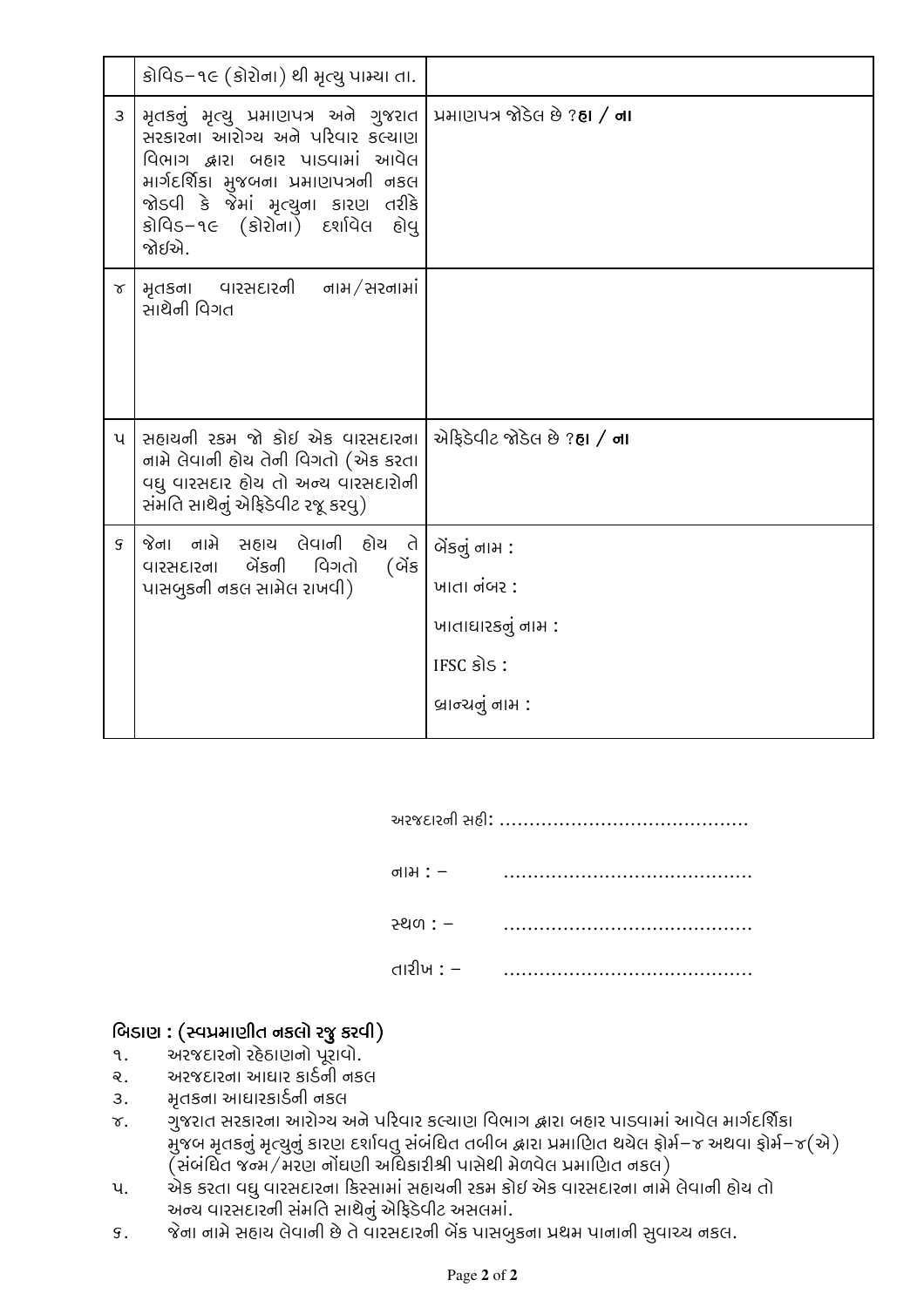| | | |
|---|---|---|
| | કોવિડ–૧૯ (કોરોના) થી મૃત્યુ પામ્યા તા. | |
| ૩ | મૃતકનું મૃત્યુ પ્રમાણપત્ર અને ગુજરાત સરકારના આરોગ્ય અને પરિવાર કલ્યાણ વિભાગ દ્વારા બહાર પાડવામાં આવેલ માર્ગદર્શિકા મુજબના પ્રમાણપત્રની નકલ જોડવી કે જેમાં મૃત્યુના કારણ તરીકે કોવિડ–૧૯ (કોરોના) દર્શાવેલ હોવુ જોઇએ. | પ્રમાણપત્ર જોડેલ છે ?**હા / ના** |
| ૪ | મૃતકના વારસદારની નામ/સરનામાં સાથેની વિગત | |
| ૫ | સહાયની રકમ જો કોઇ એક વારસદારના નામે લેવાની હોય તેની વિગતો (એક કરતા વધુ વારસદાર હોય તો અન્ય વારસદારોની સંમતિ સાથેનું એફિડેવીટ રજૂ કરવુ) | એફિડેવીટ જોડેલ છે ?**હા / ના** |
| ૬ | જેના નામે સહાય લેવાની હોય તે વારસદારના બેંકની વિગતો (બેંક પાસબુકની નકલ સામેલ રાખવી) | બેંકનું નામ :<br>ખાતા નંબર :<br>ખાતાધારકનું નામ :<br>IFSC કોડ :<br>બ્રાન્ચનું નામ : |

અરજદારની સહી: ……………………………………

નામ : – ……………………………………

સ્થળ : – ……………………………………

તારીખ : – ……………………………………

**બિડાણ : (સ્વપ્રમાણીત નકલો રજુ કરવી)**

૧. અરજદારનો રહેઠાણનો પૂરાવો.
૨. અરજદારના આધાર કાર્ડની નકલ
૩. મૃતકના આધારકાર્ડની નકલ
૪. ગુજરાત સરકારના આરોગ્ય અને પરિવાર કલ્યાણ વિભાગ દ્વારા બહાર પાડવામાં આવેલ માર્ગદર્શિકા મુજબ મૃતકનું મૃત્યુનું કારણ દર્શાવતુ સંબંધિત તબીબ દ્વારા પ્રમાણિત થયેલ ફોર્મ–૪ અથવા ફોર્મ–૪(એ) (સંબંધિત જન્મ/મરણ નોંધણી અધિકારીશ્રી પાસેથી મેળવેલ પ્રમાણિત નકલ)
૫. એક કરતા વધુ વારસદારના કિસ્સામાં સહાયની રકમ કોઇ એક વારસદારના નામે લેવાની હોય તો અન્ય વારસદારની સંમતિ સાથેનું એફિડેવીટ અસલમાં.
૬. જેના નામે સહાય લેવાની છે તે વારસદારની બેંક પાસબુકના પ્રથમ પાનાની સુવાચ્ય નકલ.